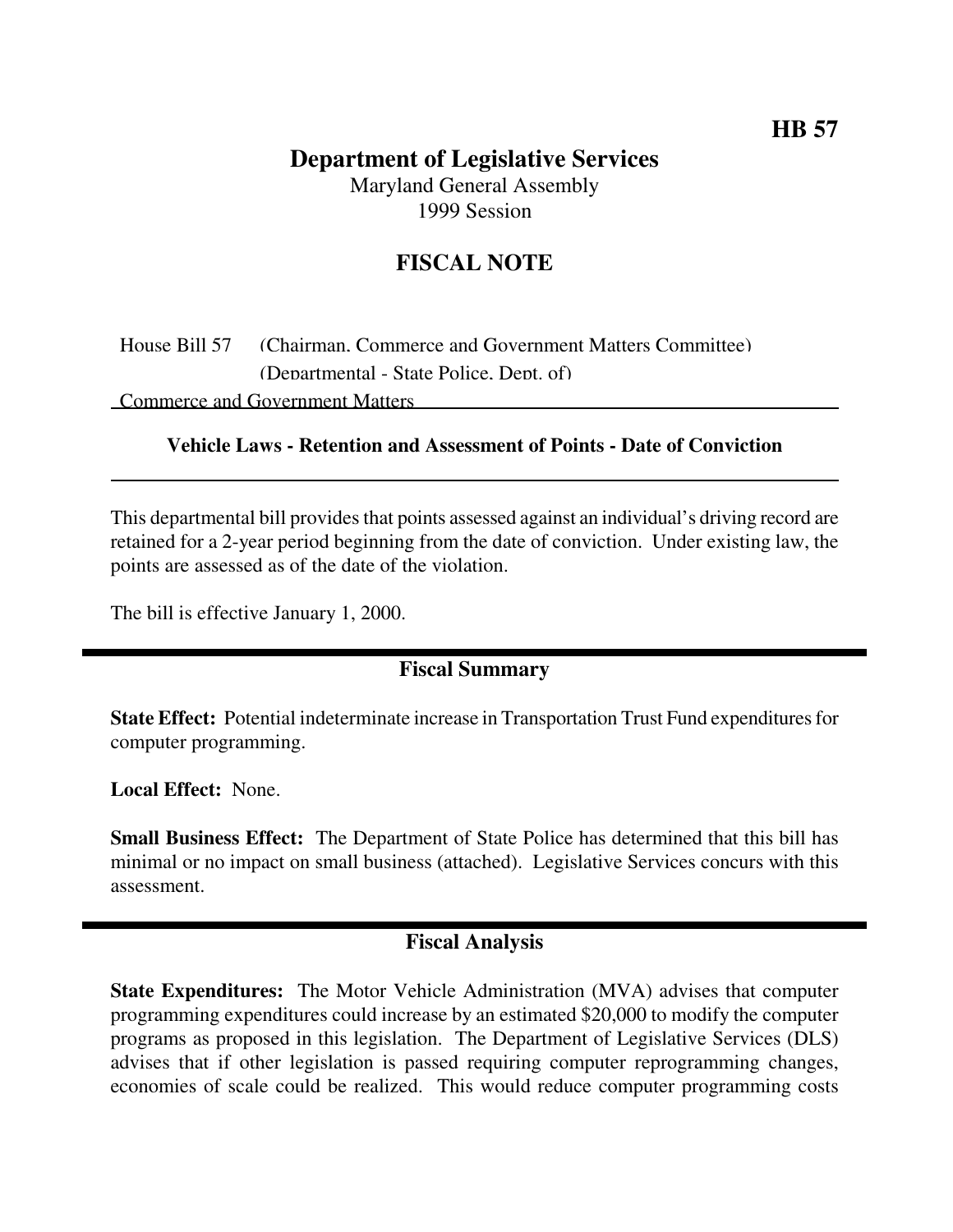**HB 57**

# Department of Legislative Services

Maryland General Assembly
1999 Session

## FISCAL NOTE

House Bill 57 (Chairman, Commerce and Government Matters Committee)
(Departmental - State Police, Dept. of)
Commerce and Government Matters

### Vehicle Laws - Retention and Assessment of Points - Date of Conviction

This departmental bill provides that points assessed against an individual's driving record are retained for a 2-year period beginning from the date of conviction. Under existing law, the points are assessed as of the date of the violation.

The bill is effective January 1, 2000.

## Fiscal Summary

**State Effect:** Potential indeterminate increase in Transportation Trust Fund expenditures for computer programming.

**Local Effect:** None.

**Small Business Effect:** The Department of State Police has determined that this bill has minimal or no impact on small business (attached). Legislative Services concurs with this assessment.

## Fiscal Analysis

**State Expenditures:** The Motor Vehicle Administration (MVA) advises that computer programming expenditures could increase by an estimated $20,000 to modify the computer programs as proposed in this legislation. The Department of Legislative Services (DLS) advises that if other legislation is passed requiring computer reprogramming changes, economies of scale could be realized. This would reduce computer programming costs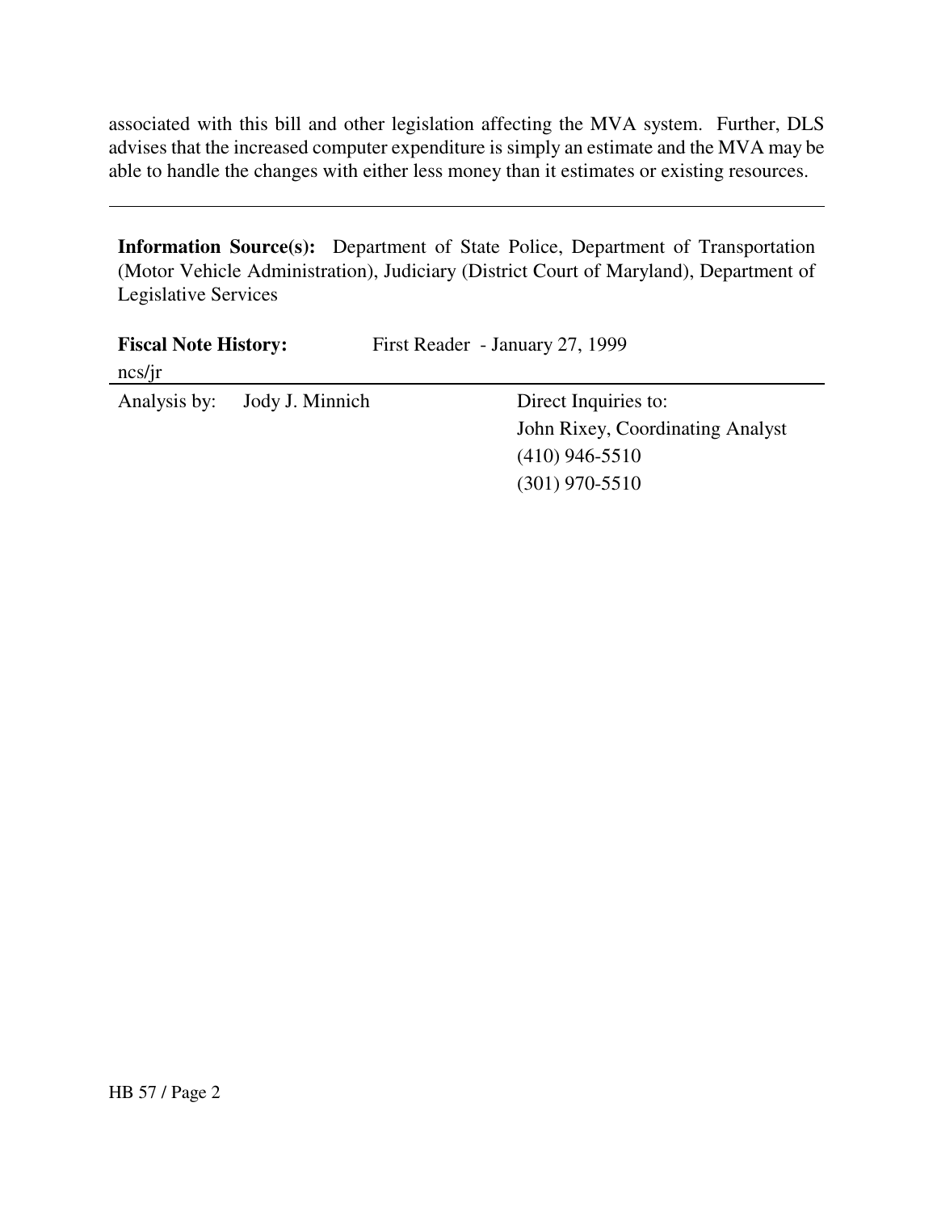associated with this bill and other legislation affecting the MVA system. Further, DLS advises that the increased computer expenditure is simply an estimate and the MVA may be able to handle the changes with either less money than it estimates or existing resources.

---

**Information Source(s):** Department of State Police, Department of Transportation (Motor Vehicle Administration), Judiciary (District Court of Maryland), Department of Legislative Services

**Fiscal Note History:** First Reader - January 27, 1999

ncs/jr

---

Analysis by: Jody J. Minnich

Direct Inquiries to:
John Rixey, Coordinating Analyst
(410) 946-5510
(301) 970-5510